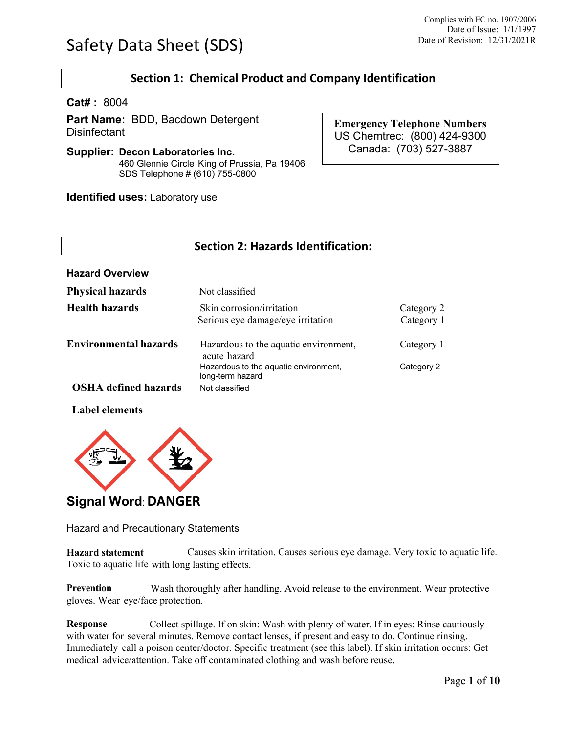Complies with EC no. 1907/2006
Date of Issue: 1/1/1997
Date of Revision: 12/31/2021R

# Safety Data Sheet (SDS)

## Section 1: Chemical Product and Company Identification

**Cat# :** 8004

**Part Name:** BDD, Bacdown Detergent Disinfectant

**Supplier: Decon Laboratories Inc.**
460 Glennie Circle King of Prussia, Pa 19406
SDS Telephone # (610) 755-0800

**Emergency Telephone Numbers**
US Chemtrec: (800) 424-9300
Canada: (703) 527-3887

**Identified uses:** Laboratory use

## Section 2: Hazards Identification:

**Hazard Overview**

| | | |
|---|---|---|
| **Physical hazards** | Not classified | |
| **Health hazards** | Skin corrosion/irritation | Category 2 |
| | Serious eye damage/eye irritation | Category 1 |
| **Environmental hazards** | Hazardous to the aquatic environment, acute hazard | Category 1 |
| | Hazardous to the aquatic environment, long-term hazard | Category 2 |
| **OSHA defined hazards** | Not classified | |

**Label elements**

**Signal Word: DANGER**

Hazard and Precautionary Statements

**Hazard statement** Causes skin irritation. Causes serious eye damage. Very toxic to aquatic life. Toxic to aquatic life with long lasting effects.

**Prevention** Wash thoroughly after handling. Avoid release to the environment. Wear protective gloves. Wear eye/face protection.

**Response** Collect spillage. If on skin: Wash with plenty of water. If in eyes: Rinse cautiously with water for several minutes. Remove contact lenses, if present and easy to do. Continue rinsing. Immediately call a poison center/doctor. Specific treatment (see this label). If skin irritation occurs: Get medical advice/attention. Take off contaminated clothing and wash before reuse.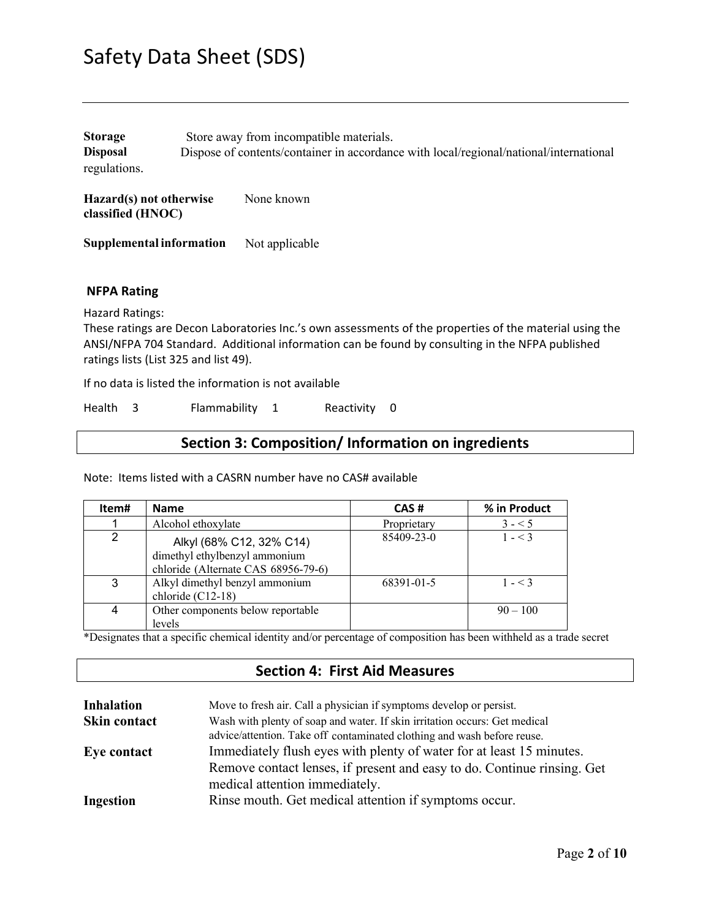# Safety Data Sheet (SDS)

---

**Storage** Store away from incompatible materials.
**Disposal** Dispose of contents/container in accordance with local/regional/national/international regulations.

**Hazard(s) not otherwise classified (HNOC)** None known

**Supplemental information** Not applicable

**NFPA Rating**

Hazard Ratings:
These ratings are Decon Laboratories Inc.'s own assessments of the properties of the material using the ANSI/NFPA 704 Standard. Additional information can be found by consulting in the NFPA published ratings lists (List 325 and list 49).

If no data is listed the information is not available

Health 3 Flammability 1 Reactivity 0

## Section 3: Composition/ Information on ingredients

Note: Items listed with a CASRN number have no CAS# available

| Item# | Name | CAS # | % in Product |
|---|---|---|---|
| 1 | Alcohol ethoxylate | Proprietary | 3 - < 5 |
| 2 | Alkyl (68% C12, 32% C14) dimethyl ethylbenzyl ammonium chloride (Alternate CAS 68956-79-6) | 85409-23-0 | 1 - < 3 |
| 3 | Alkyl dimethyl benzyl ammonium chloride (C12-18) | 68391-01-5 | 1 - < 3 |
| 4 | Other components below reportable levels | | 90 – 100 |

*Designates that a specific chemical identity and/or percentage of composition has been withheld as a trade secret

## Section 4: First Aid Measures

**Inhalation** Move to fresh air. Call a physician if symptoms develop or persist.

**Skin contact** Wash with plenty of soap and water. If skin irritation occurs: Get medical advice/attention. Take off contaminated clothing and wash before reuse.

**Eye contact** Immediately flush eyes with plenty of water for at least 15 minutes. Remove contact lenses, if present and easy to do. Continue rinsing. Get medical attention immediately.

**Ingestion** Rinse mouth. Get medical attention if symptoms occur.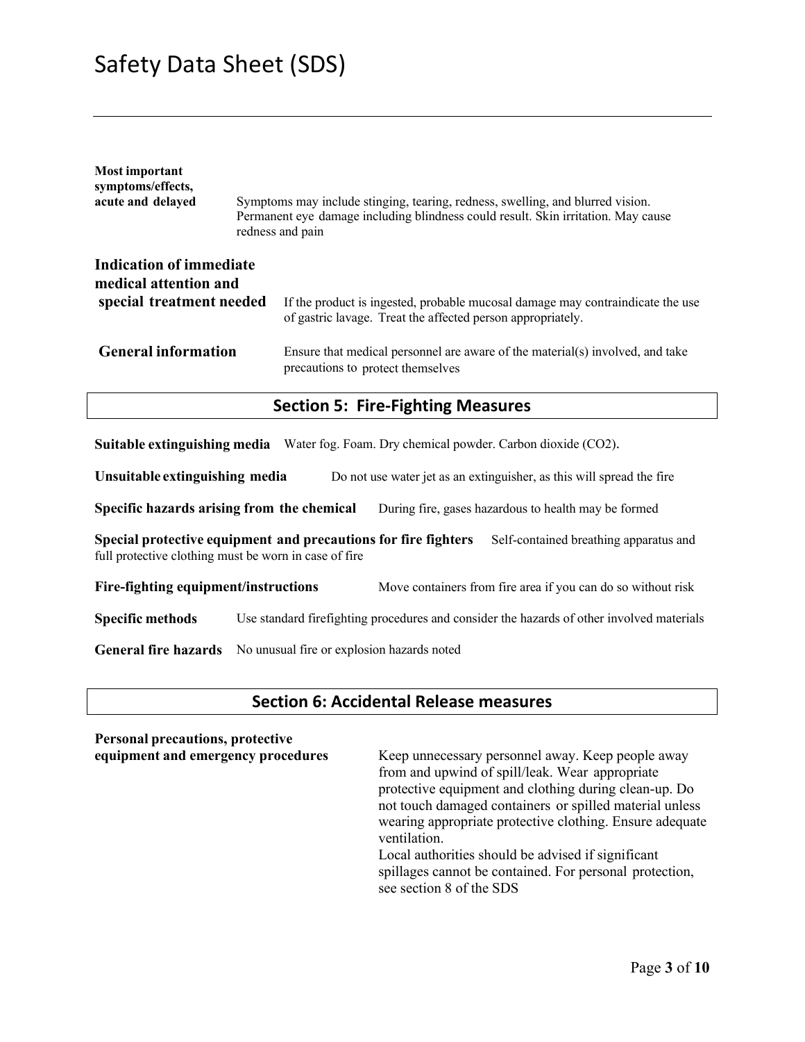**Most important symptoms/effects, acute and delayed**

Symptoms may include stinging, tearing, redness, swelling, and blurred vision. Permanent eye damage including blindness could result. Skin irritation. May cause redness and pain

**Indication of immediate medical attention and special treatment needed**

If the product is ingested, probable mucosal damage may contraindicate the use of gastric lavage. Treat the affected person appropriately.

**General information**

Ensure that medical personnel are aware of the material(s) involved, and take precautions to protect themselves

## Section 5: Fire-Fighting Measures

**Suitable extinguishing media** Water fog. Foam. Dry chemical powder. Carbon dioxide ($CO_2$).

**Unsuitable extinguishing media** Do not use water jet as an extinguisher, as this will spread the fire

**Specific hazards arising from the chemical** During fire, gases hazardous to health may be formed

**Special protective equipment and precautions for fire fighters** Self-contained breathing apparatus and full protective clothing must be worn in case of fire

**Fire-fighting equipment/instructions** Move containers from fire area if you can do so without risk

**Specific methods** Use standard firefighting procedures and consider the hazards of other involved materials

**General fire hazards** No unusual fire or explosion hazards noted

## Section 6: Accidental Release measures

**Personal precautions, protective equipment and emergency procedures**

Keep unnecessary personnel away. Keep people away from and upwind of spill/leak. Wear appropriate protective equipment and clothing during clean-up. Do not touch damaged containers or spilled material unless wearing appropriate protective clothing. Ensure adequate ventilation.

Local authorities should be advised if significant spillages cannot be contained. For personal protection, see section 8 of the SDS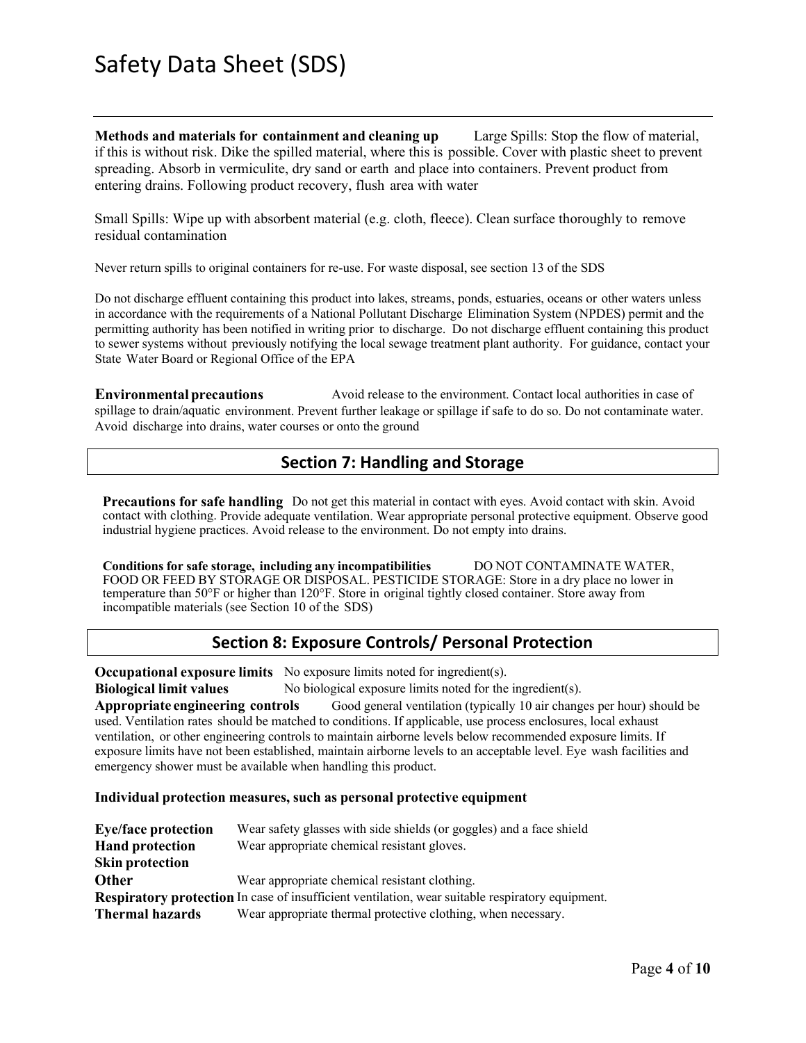**Methods and materials for containment and cleaning up** Large Spills: Stop the flow of material, if this is without risk. Dike the spilled material, where this is possible. Cover with plastic sheet to prevent spreading. Absorb in vermiculite, dry sand or earth and place into containers. Prevent product from entering drains. Following product recovery, flush area with water

Small Spills: Wipe up with absorbent material (e.g. cloth, fleece). Clean surface thoroughly to remove residual contamination

Never return spills to original containers for re-use. For waste disposal, see section 13 of the SDS

Do not discharge effluent containing this product into lakes, streams, ponds, estuaries, oceans or other waters unless in accordance with the requirements of a National Pollutant Discharge Elimination System (NPDES) permit and the permitting authority has been notified in writing prior to discharge. Do not discharge effluent containing this product to sewer systems without previously notifying the local sewage treatment plant authority. For guidance, contact your State Water Board or Regional Office of the EPA

**Environmental precautions** Avoid release to the environment. Contact local authorities in case of spillage to drain/aquatic environment. Prevent further leakage or spillage if safe to do so. Do not contaminate water. Avoid discharge into drains, water courses or onto the ground

## Section 7: Handling and Storage

**Precautions for safe handling** Do not get this material in contact with eyes. Avoid contact with skin. Avoid contact with clothing. Provide adequate ventilation. Wear appropriate personal protective equipment. Observe good industrial hygiene practices. Avoid release to the environment. Do not empty into drains.

**Conditions for safe storage, including any incompatibilities** DO NOT CONTAMINATE WATER, FOOD OR FEED BY STORAGE OR DISPOSAL. PESTICIDE STORAGE: Store in a dry place no lower in temperature than 50°F or higher than 120°F. Store in original tightly closed container. Store away from incompatible materials (see Section 10 of the SDS)

## Section 8: Exposure Controls/ Personal Protection

**Occupational exposure limits** No exposure limits noted for ingredient(s).

**Biological limit values** No biological exposure limits noted for the ingredient(s).

**Appropriate engineering controls** Good general ventilation (typically 10 air changes per hour) should be used. Ventilation rates should be matched to conditions. If applicable, use process enclosures, local exhaust ventilation, or other engineering controls to maintain airborne levels below recommended exposure limits. If exposure limits have not been established, maintain airborne levels to an acceptable level. Eye wash facilities and emergency shower must be available when handling this product.

**Individual protection measures, such as personal protective equipment**

**Eye/face protection** Wear safety glasses with side shields (or goggles) and a face shield

**Hand protection** Wear appropriate chemical resistant gloves.

**Skin protection**

**Other** Wear appropriate chemical resistant clothing.

**Respiratory protection** In case of insufficient ventilation, wear suitable respiratory equipment.

**Thermal hazards** Wear appropriate thermal protective clothing, when necessary.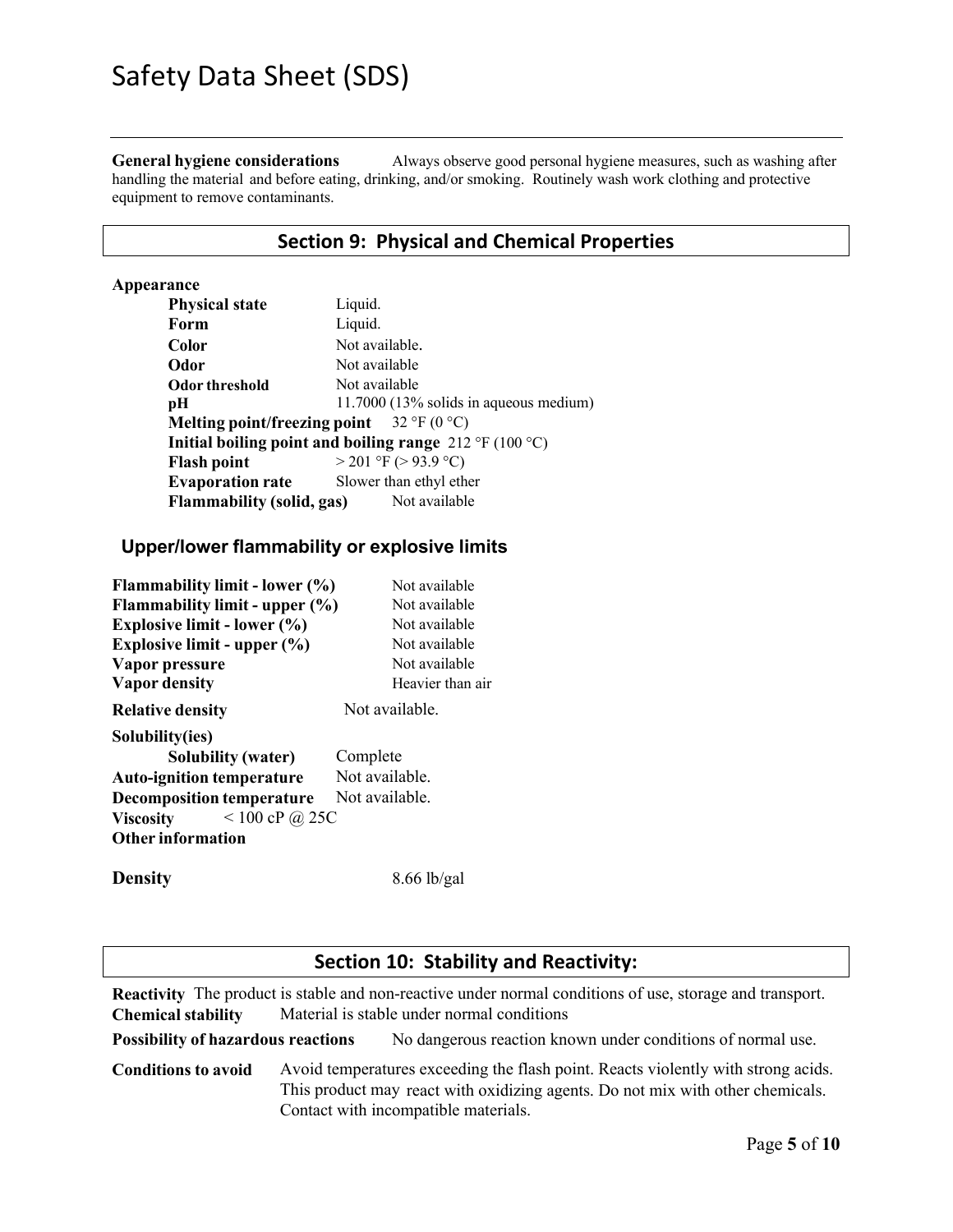**General hygiene considerations** Always observe good personal hygiene measures, such as washing after handling the material and before eating, drinking, and/or smoking. Routinely wash work clothing and protective equipment to remove contaminants.

## Section 9: Physical and Chemical Properties

**Appearance**

| | |
|---|---|
| **Physical state** | Liquid. |
| **Form** | Liquid. |
| **Color** | Not available. |
| **Odor** | Not available |
| **Odor threshold** | Not available |
| **pH** | 11.7000 (13% solids in aqueous medium) |
| **Melting point/freezing point** | 32 °F (0 °C) |
| **Initial boiling point and boiling range** | 212 °F (100 °C) |
| **Flash point** | > 201 °F (> 93.9 °C) |
| **Evaporation rate** | Slower than ethyl ether |
| **Flammability (solid, gas)** | Not available |

### Upper/lower flammability or explosive limits

| | |
|---|---|
| **Flammability limit - lower (%)** | Not available |
| **Flammability limit - upper (%)** | Not available |
| **Explosive limit - lower (%)** | Not available |
| **Explosive limit - upper (%)** | Not available |
| **Vapor pressure** | Not available |
| **Vapor density** | Heavier than air |
| **Relative density** | Not available. |

**Solubility(ies)**

| | |
|---|---|
| **Solubility (water)** | Complete |
| **Auto-ignition temperature** | Not available. |
| **Decomposition temperature** | Not available. |
| **Viscosity** | < 100 cP @ 25C |

**Other information**

**Density** 8.66 lb/gal

## Section 10: Stability and Reactivity:

**Reactivity** The product is stable and non-reactive under normal conditions of use, storage and transport.

**Chemical stability** Material is stable under normal conditions

**Possibility of hazardous reactions** No dangerous reaction known under conditions of normal use.

**Conditions to avoid** Avoid temperatures exceeding the flash point. Reacts violently with strong acids. This product may react with oxidizing agents. Do not mix with other chemicals. Contact with incompatible materials.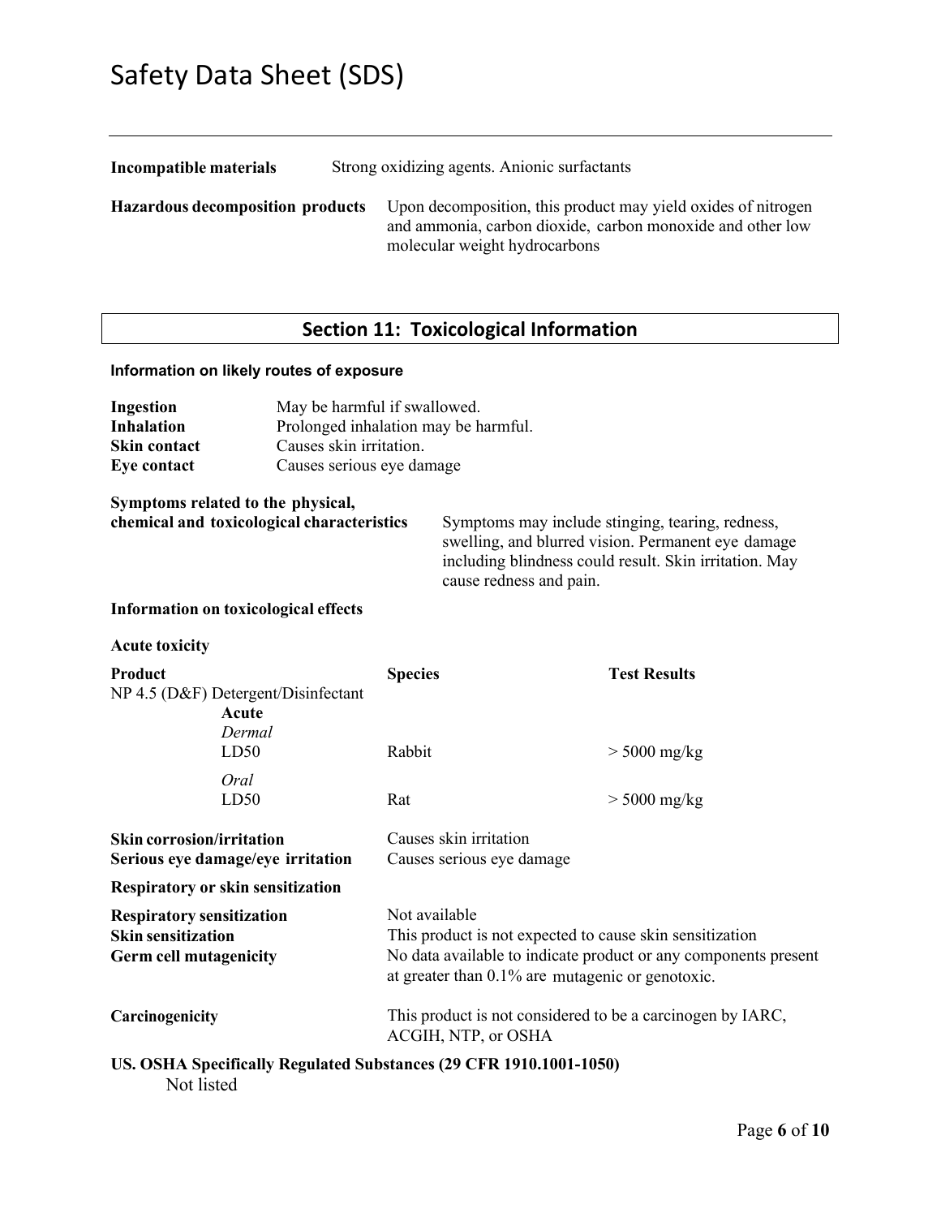| | |
|---|---|
| **Incompatible materials** | Strong oxidizing agents. Anionic surfactants |
| **Hazardous decomposition products** | Upon decomposition, this product may yield oxides of nitrogen and ammonia, carbon dioxide, carbon monoxide and other low molecular weight hydrocarbons |

## Section 11: Toxicological Information

**Information on likely routes of exposure**

| | |
|---|---|
| **Ingestion** | May be harmful if swallowed. |
| **Inhalation** | Prolonged inhalation may be harmful. |
| **Skin contact** | Causes skin irritation. |
| **Eye contact** | Causes serious eye damage |

**Symptoms related to the physical, chemical and toxicological characteristics**

Symptoms may include stinging, tearing, redness, swelling, and blurred vision. Permanent eye damage including blindness could result. Skin irritation. May cause redness and pain.

**Information on toxicological effects**

**Acute toxicity**

| **Product** | **Species** | **Test Results** |
|---|---|---|
| NP 4.5 (D&F) Detergent/Disinfectant | | |
| **Acute** | | |
| *Dermal* | | |
| LD50 | Rabbit | > 5000 mg/kg |
| *Oral* | | |
| LD50 | Rat | > 5000 mg/kg |

| | |
|---|---|
| **Skin corrosion/irritation** | Causes skin irritation |
| **Serious eye damage/eye irritation** | Causes serious eye damage |

**Respiratory or skin sensitization**

| | |
|---|---|
| **Respiratory sensitization** | Not available |
| **Skin sensitization** | This product is not expected to cause skin sensitization |
| **Germ cell mutagenicity** | No data available to indicate product or any components present at greater than 0.1% are mutagenic or genotoxic. |
| **Carcinogenicity** | This product is not considered to be a carcinogen by IARC, ACGIH, NTP, or OSHA |

**US. OSHA Specifically Regulated Substances (29 CFR 1910.1001-1050)**

Not listed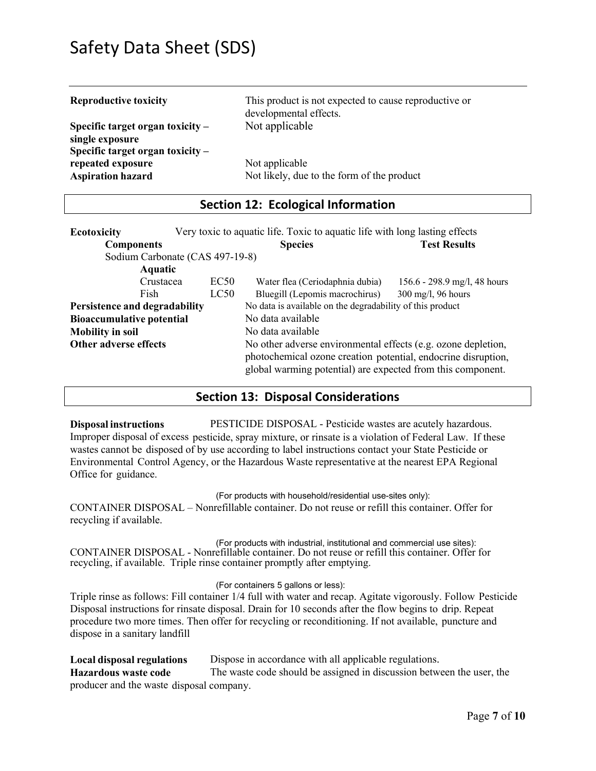| | |
|---|---|
| **Reproductive toxicity** | This product is not expected to cause reproductive or developmental effects. |
| **Specific target organ toxicity – single exposure** | Not applicable |
| **Specific target organ toxicity – repeated exposure** | Not applicable |
| **Aspiration hazard** | Not likely, due to the form of the product |

## Section 12: Ecological Information

**Ecotoxicity** Very toxic to aquatic life. Toxic to aquatic life with long lasting effects

| Components | | Species | Test Results |
|---|---|---|---|
| Sodium Carbonate (CAS 497-19-8) | | | |
| **Aquatic** | | | |
| Crustacea | EC50 | Water flea (Ceriodaphnia dubia) | 156.6 - 298.9 mg/l, 48 hours |
| Fish | LC50 | Bluegill (Lepomis macrochirus) | 300 mg/l, 96 hours |

| | |
|---|---|
| **Persistence and degradability** | No data is available on the degradability of this product |
| **Bioaccumulative potential** | No data available |
| **Mobility in soil** | No data available |
| **Other adverse effects** | No other adverse environmental effects (e.g. ozone depletion, photochemical ozone creation potential, endocrine disruption, global warming potential) are expected from this component. |

## Section 13: Disposal Considerations

**Disposal instructions** PESTICIDE DISPOSAL - Pesticide wastes are acutely hazardous. Improper disposal of excess pesticide, spray mixture, or rinsate is a violation of Federal Law. If these wastes cannot be disposed of by use according to label instructions contact your State Pesticide or Environmental Control Agency, or the Hazardous Waste representative at the nearest EPA Regional Office for guidance.

(For products with household/residential use-sites only):

CONTAINER DISPOSAL – Nonrefillable container. Do not reuse or refill this container. Offer for recycling if available.

(For products with industrial, institutional and commercial use sites):

CONTAINER DISPOSAL - Nonrefillable container. Do not reuse or refill this container. Offer for recycling, if available. Triple rinse container promptly after emptying.

(For containers 5 gallons or less):

Triple rinse as follows: Fill container 1/4 full with water and recap. Agitate vigorously. Follow Pesticide Disposal instructions for rinsate disposal. Drain for 10 seconds after the flow begins to drip. Repeat procedure two more times. Then offer for recycling or reconditioning. If not available, puncture and dispose in a sanitary landfill

**Local disposal regulations** Dispose in accordance with all applicable regulations.

**Hazardous waste code** The waste code should be assigned in discussion between the user, the producer and the waste disposal company.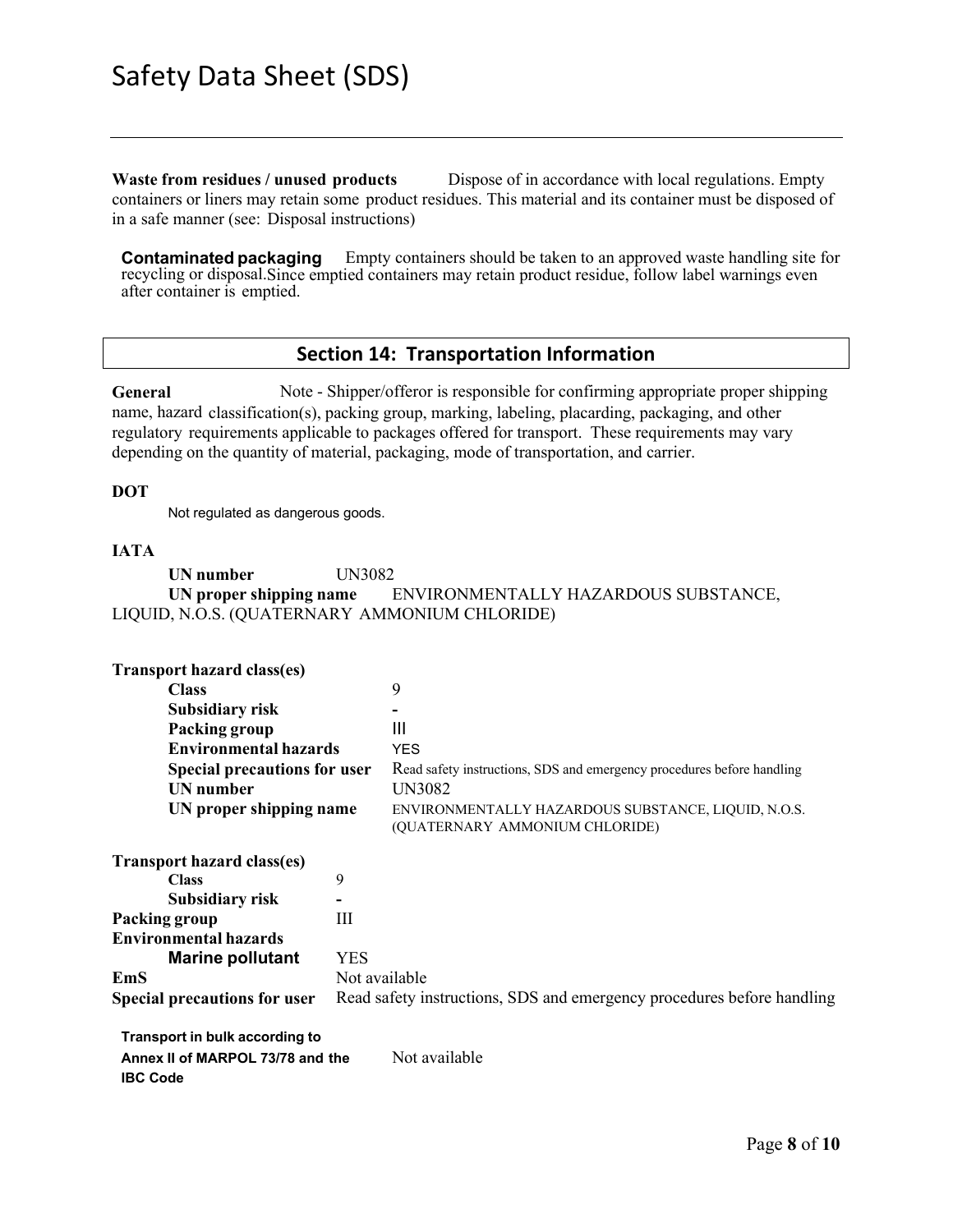**Waste from residues / unused products** Dispose of in accordance with local regulations. Empty containers or liners may retain some product residues. This material and its container must be disposed of in a safe manner (see: Disposal instructions)

**Contaminated packaging** Empty containers should be taken to an approved waste handling site for recycling or disposal.Since emptied containers may retain product residue, follow label warnings even after container is emptied.

## Section 14: Transportation Information

**General** Note - Shipper/offeror is responsible for confirming appropriate proper shipping name, hazard classification(s), packing group, marking, labeling, placarding, packaging, and other regulatory requirements applicable to packages offered for transport. These requirements may vary depending on the quantity of material, packaging, mode of transportation, and carrier.

**DOT**

Not regulated as dangerous goods.

**IATA**

**UN number** UN3082

**UN proper shipping name** ENVIRONMENTALLY HAZARDOUS SUBSTANCE, LIQUID, N.O.S. (QUATERNARY AMMONIUM CHLORIDE)

**Transport hazard class(es)**

| | |
|---|---|
| **Class** | 9 |
| **Subsidiary risk** | - |
| **Packing group** | III |
| **Environmental hazards** | YES |
| **Special precautions for user** | Read safety instructions, SDS and emergency procedures before handling |
| **UN number** | UN3082 |
| **UN proper shipping name** | ENVIRONMENTALLY HAZARDOUS SUBSTANCE, LIQUID, N.O.S. (QUATERNARY AMMONIUM CHLORIDE) |

**Transport hazard class(es)**

| | |
|---|---|
| **Class** | 9 |
| **Subsidiary risk** | - |
| **Packing group** | III |
| **Environmental hazards** | |
| **Marine pollutant** | YES |
| **EmS** | Not available |
| **Special precautions for user** | Read safety instructions, SDS and emergency procedures before handling |

**Transport in bulk according to Annex II of MARPOL 73/78 and the IBC Code** Not available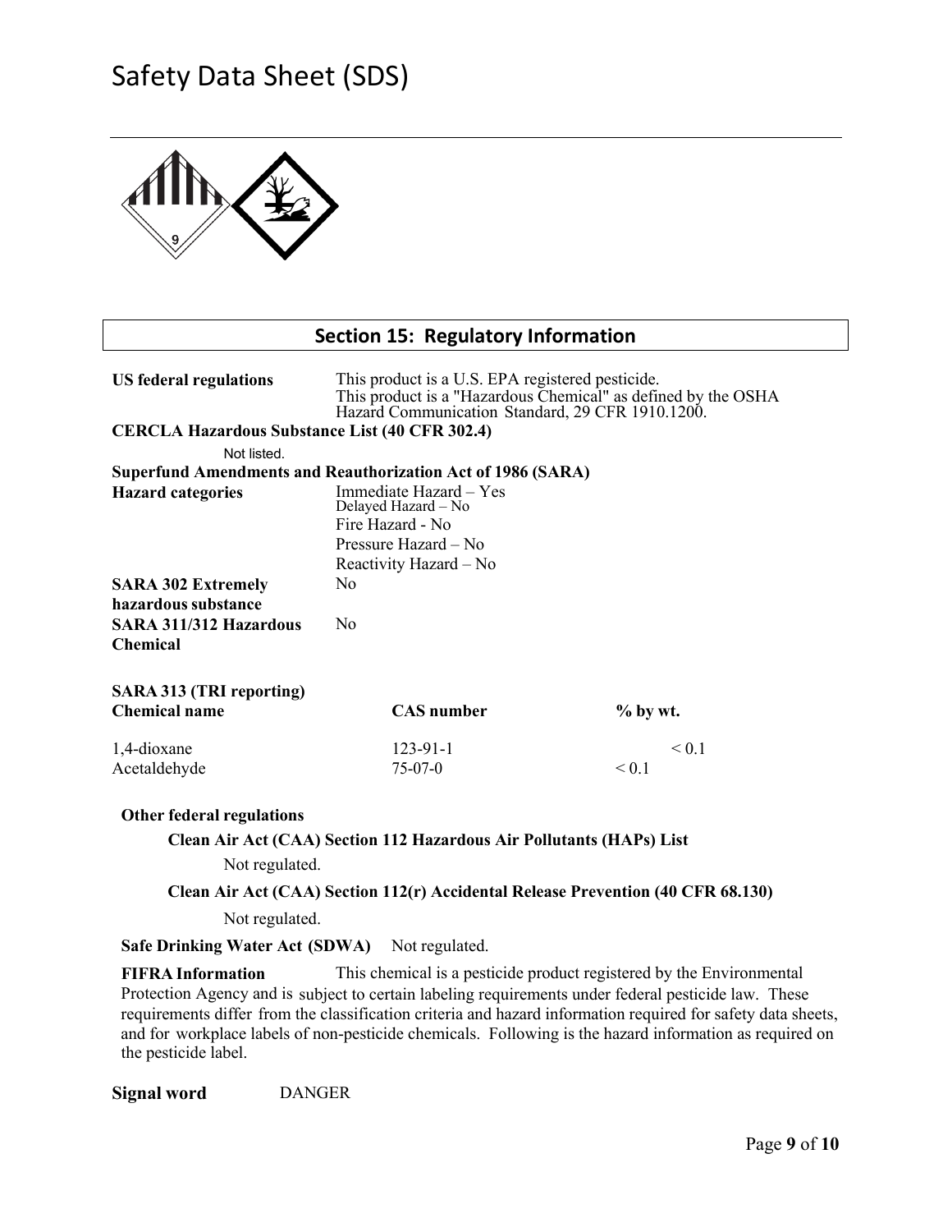# Safety Data Sheet (SDS)

## Section 15: Regulatory Information

**US federal regulations** This product is a U.S. EPA registered pesticide.
This product is a "Hazardous Chemical" as defined by the OSHA Hazard Communication Standard, 29 CFR 1910.1200.

**CERCLA Hazardous Substance List (40 CFR 302.4)**

Not listed.

**Superfund Amendments and Reauthorization Act of 1986 (SARA)**

**Hazard categories**

Immediate Hazard – Yes
Delayed Hazard – No
Fire Hazard - No
Pressure Hazard – No
Reactivity Hazard – No

**SARA 302 Extremely hazardous substance** No

**SARA 311/312 Hazardous Chemical** No

**SARA 313 (TRI reporting)**

| Chemical name | CAS number | % by wt. |
| --- | --- | --- |
| 1,4-dioxane | 123-91-1 | < 0.1 |
| Acetaldehyde | 75-07-0 | < 0.1 |

**Other federal regulations**

**Clean Air Act (CAA) Section 112 Hazardous Air Pollutants (HAPs) List**

Not regulated.

**Clean Air Act (CAA) Section 112(r) Accidental Release Prevention (40 CFR 68.130)**

Not regulated.

**Safe Drinking Water Act (SDWA)** Not regulated.

**FIFRA Information** This chemical is a pesticide product registered by the Environmental Protection Agency and is subject to certain labeling requirements under federal pesticide law. These requirements differ from the classification criteria and hazard information required for safety data sheets, and for workplace labels of non-pesticide chemicals. Following is the hazard information as required on the pesticide label.

**Signal word** DANGER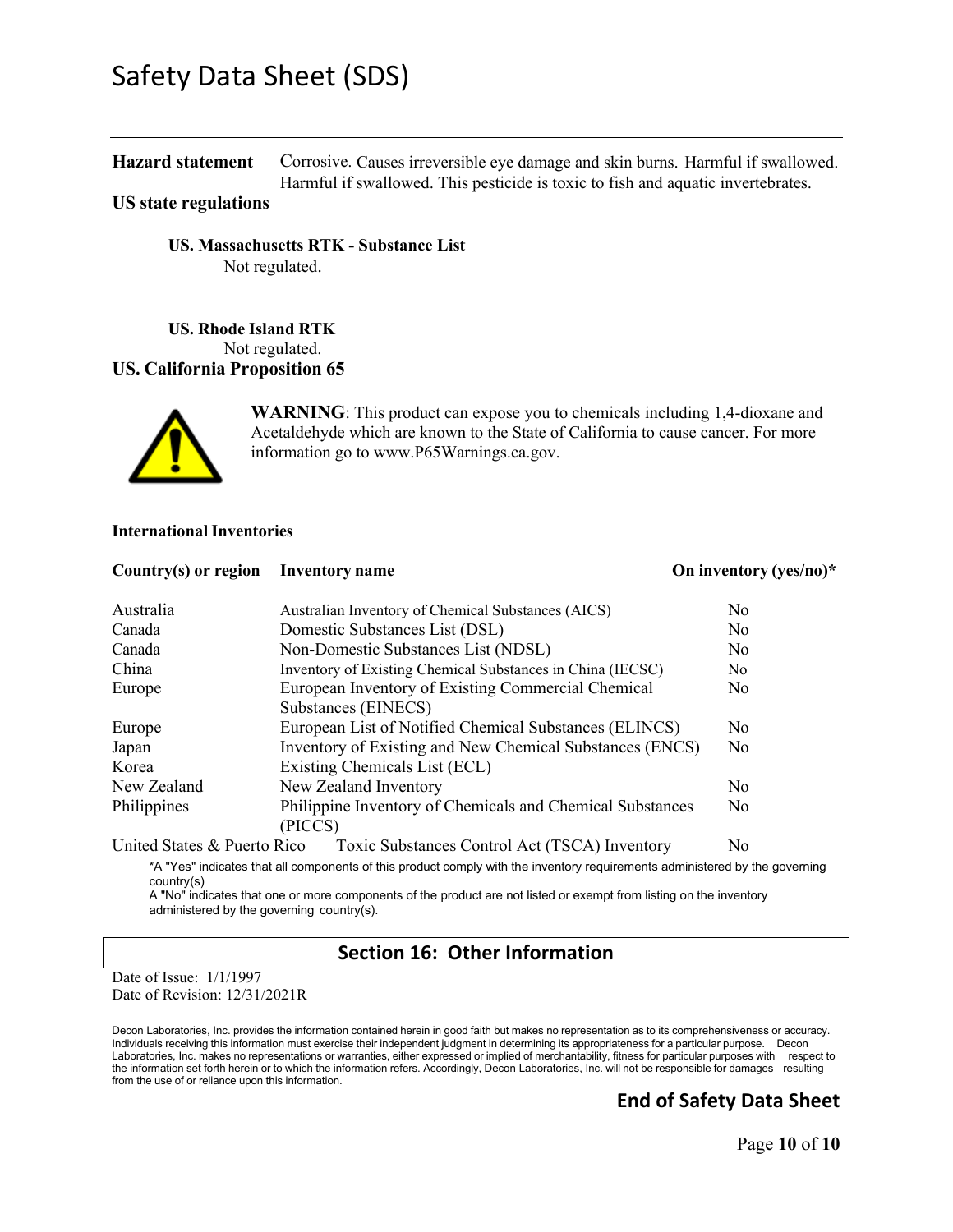**Hazard statement** Corrosive. Causes irreversible eye damage and skin burns. Harmful if swallowed. Harmful if swallowed. This pesticide is toxic to fish and aquatic invertebrates.

**US state regulations**

**US. Massachusetts RTK - Substance List**
Not regulated.

**US. Rhode Island RTK**
Not regulated.

**US. California Proposition 65**

**WARNING**: This product can expose you to chemicals including 1,4-dioxane and Acetaldehyde which are known to the State of California to cause cancer. For more information go to www.P65Warnings.ca.gov.

**International Inventories**

| Country(s) or region | Inventory name | On inventory (yes/no)* |
|---|---|---|
| Australia | Australian Inventory of Chemical Substances (AICS) | No |
| Canada | Domestic Substances List (DSL) | No |
| Canada | Non-Domestic Substances List (NDSL) | No |
| China | Inventory of Existing Chemical Substances in China (IECSC) | No |
| Europe | European Inventory of Existing Commercial Chemical Substances (EINECS) | No |
| Europe | European List of Notified Chemical Substances (ELINCS) | No |
| Japan | Inventory of Existing and New Chemical Substances (ENCS) | No |
| Korea | Existing Chemicals List (ECL) | |
| New Zealand | New Zealand Inventory | No |
| Philippines | Philippine Inventory of Chemicals and Chemical Substances (PICCS) | No |
| United States & Puerto Rico | Toxic Substances Control Act (TSCA) Inventory | No |

*A "Yes" indicates that all components of this product comply with the inventory requirements administered by the governing country(s)
A "No" indicates that one or more components of the product are not listed or exempt from listing on the inventory administered by the governing country(s).

## Section 16: Other Information

Date of Issue: 1/1/1997
Date of Revision: 12/31/2021R

Decon Laboratories, Inc. provides the information contained herein in good faith but makes no representation as to its comprehensiveness or accuracy. Individuals receiving this information must exercise their independent judgment in determining its appropriateness for a particular purpose. Decon Laboratories, Inc. makes no representations or warranties, either expressed or implied of merchantability, fitness for particular purposes with respect to the information set forth herein or to which the information refers. Accordingly, Decon Laboratories, Inc. will not be responsible for damages resulting from the use of or reliance upon this information.

**End of Safety Data Sheet**